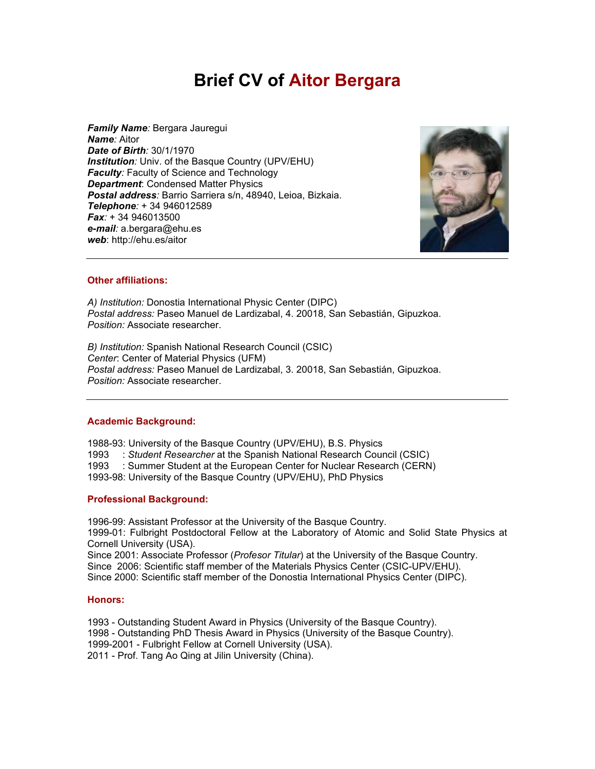# Brief CV of Aitor Bergara

***Family Name****:* Bergara Jauregui
***Name****:* Aitor
***Date of Birth****:* 30/1/1970
***Institution****:* Univ. of the Basque Country (UPV/EHU)
***Faculty****:* Faculty of Science and Technology
***Department***: Condensed Matter Physics
***Postal address****:* Barrio Sarriera s/n, 48940, Leioa, Bizkaia.
***Telephone****:* + 34 946012589
***Fax****:* + 34 946013500
***e-mail****:* a.bergara@ehu.es
***web***: http://ehu.es/aitor

---

## Other affiliations:

*A) Institution:* Donostia International Physic Center (DIPC)
*Postal address:* Paseo Manuel de Lardizabal, 4. 20018, San Sebastián, Gipuzkoa.
*Position:* Associate researcher.

*B) Institution:* Spanish National Research Council (CSIC)
*Center*: Center of Material Physics (UFM)
*Postal address:* Paseo Manuel de Lardizabal, 3. 20018, San Sebastián, Gipuzkoa.
*Position:* Associate researcher.

---

## Academic Background:

1988-93: University of the Basque Country (UPV/EHU), B.S. Physics
1993 : *Student Researcher* at the Spanish National Research Council (CSIC)
1993 : Summer Student at the European Center for Nuclear Research (CERN)
1993-98: University of the Basque Country (UPV/EHU), PhD Physics

## Professional Background:

1996-99: Assistant Professor at the University of the Basque Country.
1999-01: Fulbright Postdoctoral Fellow at the Laboratory of Atomic and Solid State Physics at Cornell University (USA).
Since 2001: Associate Professor (*Profesor Titular*) at the University of the Basque Country.
Since 2006: Scientific staff member of the Materials Physics Center (CSIC-UPV/EHU).
Since 2000: Scientific staff member of the Donostia International Physics Center (DIPC).

## Honors:

1993 - Outstanding Student Award in Physics (University of the Basque Country).
1998 - Outstanding PhD Thesis Award in Physics (University of the Basque Country).
1999-2001 - Fulbright Fellow at Cornell University (USA).
2011 - Prof. Tang Ao Qing at Jilin University (China).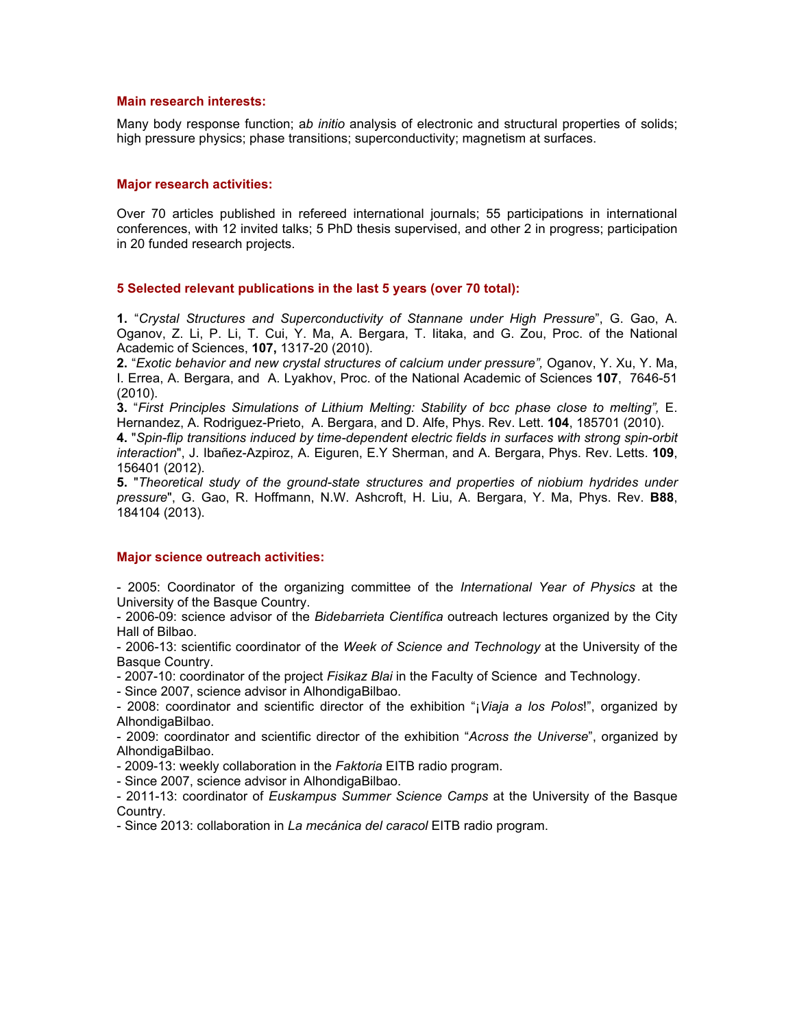## Main research interests:

Many body response function; *ab initio* analysis of electronic and structural properties of solids; high pressure physics; phase transitions; superconductivity; magnetism at surfaces.

## Major research activities:

Over 70 articles published in refereed international journals; 55 participations in international conferences, with 12 invited talks; 5 PhD thesis supervised, and other 2 in progress; participation in 20 funded research projects.

## 5 Selected relevant publications in the last 5 years (over 70 total):

**1.** "*Crystal Structures and Superconductivity of Stannane under High Pressure*", G. Gao, A. Oganov, Z. Li, P. Li, T. Cui, Y. Ma, A. Bergara, T. Iitaka, and G. Zou, Proc. of the National Academic of Sciences, **107,** 1317-20 (2010).
**2.** "*Exotic behavior and new crystal structures of calcium under pressure",* Oganov, Y. Xu, Y. Ma, I. Errea, A. Bergara, and A. Lyakhov, Proc. of the National Academic of Sciences **107**, 7646-51 (2010).
**3.** "*First Principles Simulations of Lithium Melting: Stability of bcc phase close to melting",* E. Hernandez, A. Rodriguez-Prieto, A. Bergara, and D. Alfe, Phys. Rev. Lett. **104**, 185701 (2010).
**4.** "*Spin-flip transitions induced by time-dependent electric fields in surfaces with strong spin-orbit interaction*", J. Ibañez-Azpiroz, A. Eiguren, E.Y Sherman, and A. Bergara, Phys. Rev. Letts. **109**, 156401 (2012).
**5.** "*Theoretical study of the ground-state structures and properties of niobium hydrides under pressure*", G. Gao, R. Hoffmann, N.W. Ashcroft, H. Liu, A. Bergara, Y. Ma, Phys. Rev. **B88**, 184104 (2013).

## Major science outreach activities:

- 2005: Coordinator of the organizing committee of the *International Year of Physics* at the University of the Basque Country.
- 2006-09: science advisor of the *Bidebarrieta Científica* outreach lectures organized by the City Hall of Bilbao.
- 2006-13: scientific coordinator of the *Week of Science and Technology* at the University of the Basque Country.
- 2007-10: coordinator of the project *Fisikaz Blai* in the Faculty of Science and Technology.
- Since 2007, science advisor in AlhondigaBilbao.
- 2008: coordinator and scientific director of the exhibition "*¡Viaja a los Polos*!", organized by AlhondigaBilbao.
- 2009: coordinator and scientific director of the exhibition "*Across the Universe*", organized by AlhondigaBilbao.
- 2009-13: weekly collaboration in the *Faktoria* EITB radio program.
- Since 2007, science advisor in AlhondigaBilbao.
- 2011-13: coordinator of *Euskampus Summer Science Camps* at the University of the Basque Country.
- Since 2013: collaboration in *La mecánica del caracol* EITB radio program.